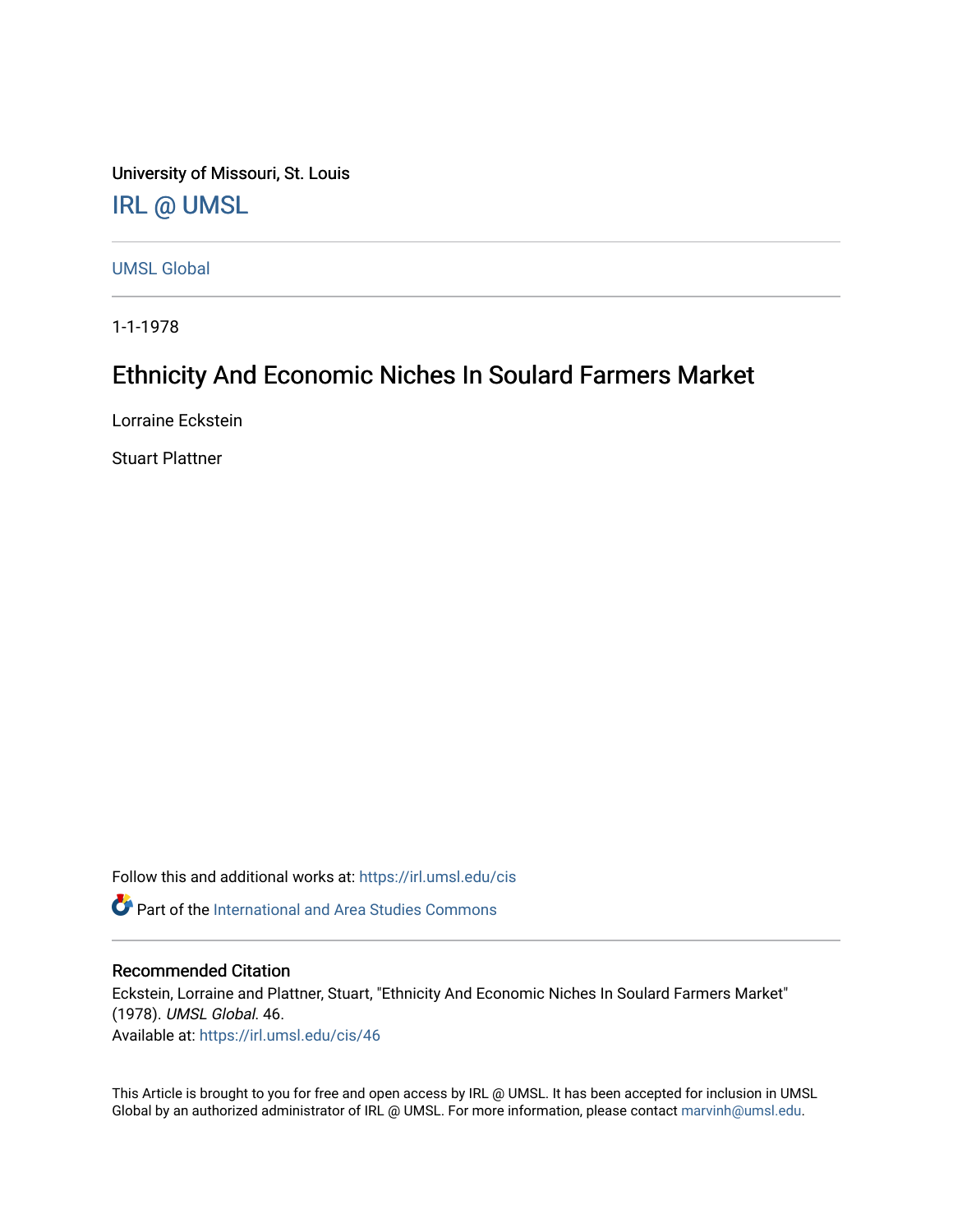University of Missouri, St. Louis

IRL @ UMSL

UMSL Global

1-1-1978

# Ethnicity And Economic Niches In Soulard Farmers Market

Lorraine Eckstein

Stuart Plattner

Follow this and additional works at: https://irl.umsl.edu/cis

Part of the International and Area Studies Commons

## Recommended Citation

Eckstein, Lorraine and Plattner, Stuart, "Ethnicity And Economic Niches In Soulard Farmers Market" (1978). *UMSL Global*. 46.
Available at: https://irl.umsl.edu/cis/46

This Article is brought to you for free and open access by IRL @ UMSL. It has been accepted for inclusion in UMSL Global by an authorized administrator of IRL @ UMSL. For more information, please contact marvinh@umsl.edu.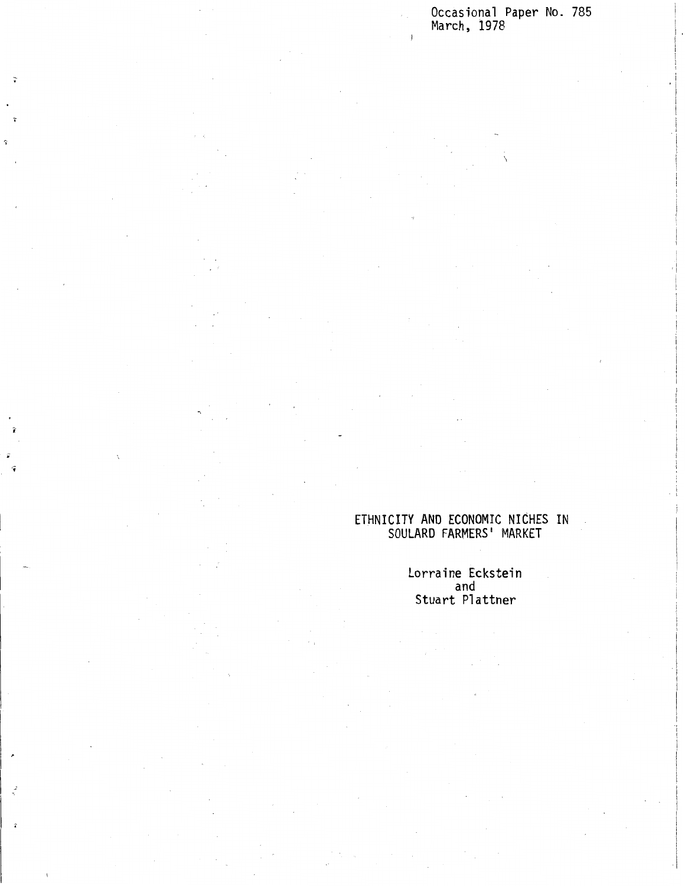Occasional Paper No. 785
March, 1978

# ETHNICITY AND ECONOMIC NICHES IN SOULARD FARMERS' MARKET

Lorraine Eckstein
and
Stuart Plattner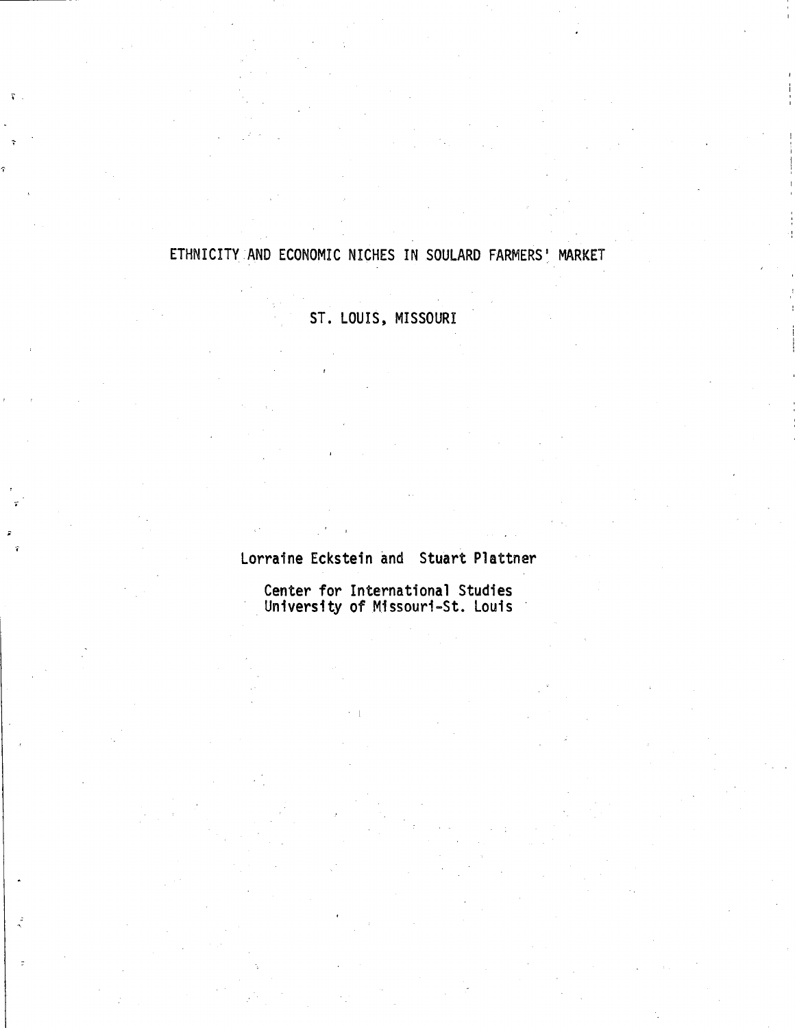# ETHNICITY AND ECONOMIC NICHES IN SOULARD FARMERS' MARKET

## ST. LOUIS, MISSOURI

Lorraine Eckstein and Stuart Plattner

Center for International Studies
University of Missouri-St. Louis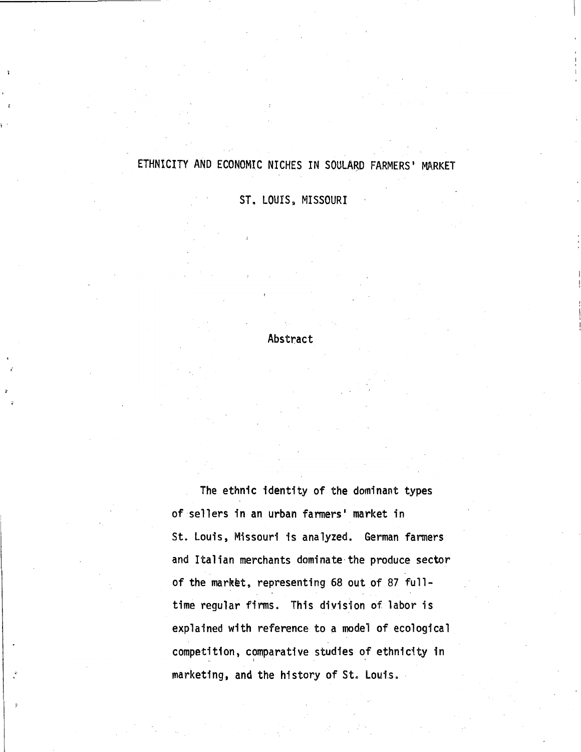# ETHNICITY AND ECONOMIC NICHES IN SOULARD FARMERS' MARKET

## ST. LOUIS, MISSOURI

### Abstract

The ethnic identity of the dominant types of sellers in an urban farmers' market in St. Louis, Missouri is analyzed. German farmers and Italian merchants dominate the produce sector of the market, representing 68 out of 87 full-time regular firms. This division of labor is explained with reference to a model of ecological competition, comparative studies of ethnicity in marketing, and the history of St. Louis.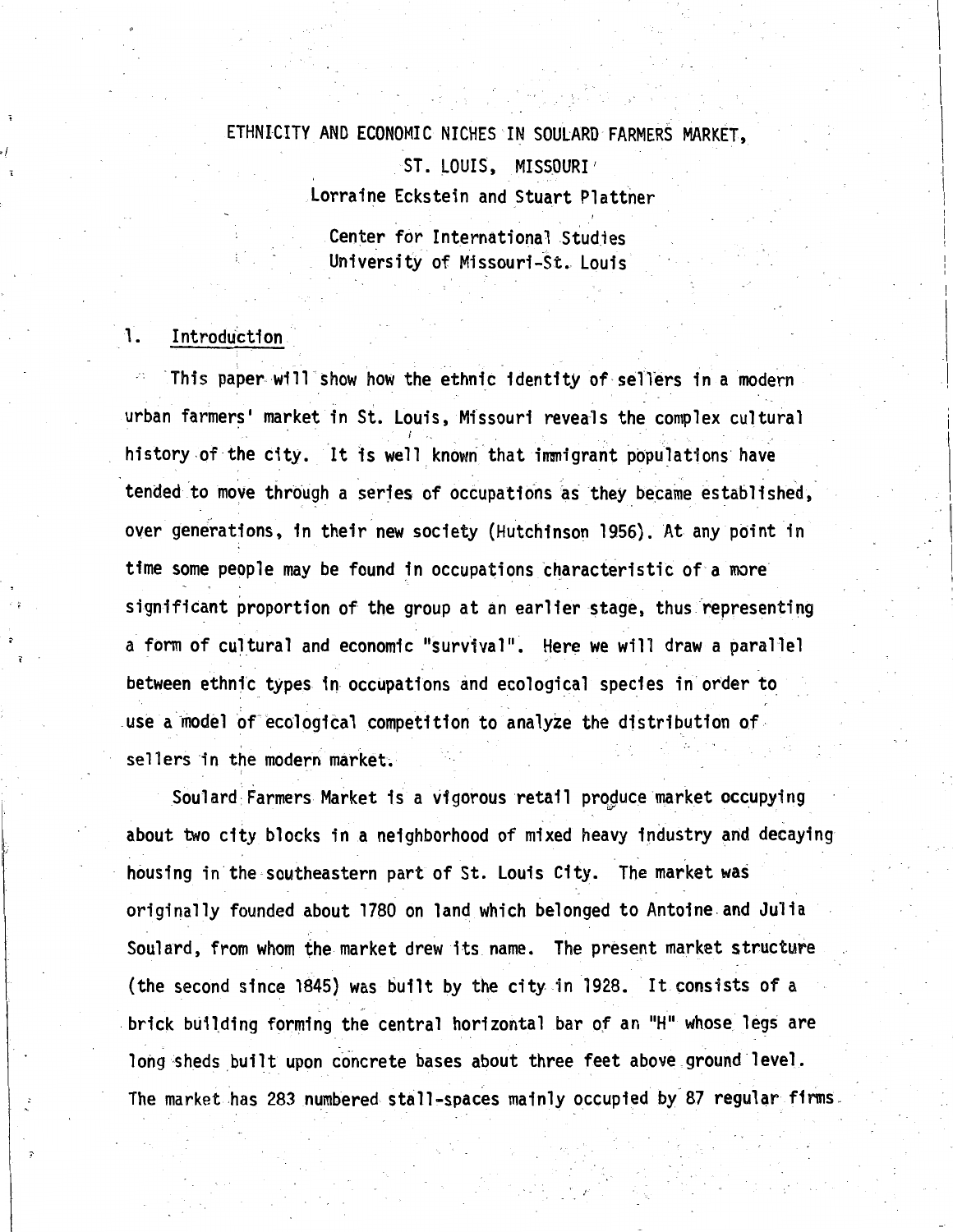ETHNICITY AND ECONOMIC NICHES IN SOULARD FARMERS MARKET,
ST. LOUIS, MISSOURI

Lorraine Eckstein and Stuart Plattner

Center for International Studies
University of Missouri-St. Louis

## 1. Introduction

This paper will show how the ethnic identity of sellers in a modern urban farmers' market in St. Louis, Missouri reveals the complex cultural history of the city. It is well known that immigrant populations have tended to move through a series of occupations as they became established, over generations, in their new society (Hutchinson 1956). At any point in time some people may be found in occupations characteristic of a more significant proportion of the group at an earlier stage, thus representing a form of cultural and economic "survival". Here we will draw a parallel between ethnic types in occupations and ecological species in order to use a model of ecological competition to analyze the distribution of sellers in the modern market.

Soulard Farmers Market is a vigorous retail produce market occupying about two city blocks in a neighborhood of mixed heavy industry and decaying housing in the southeastern part of St. Louis City. The market was originally founded about 1780 on land which belonged to Antoine and Julia Soulard, from whom the market drew its name. The present market structure (the second since 1845) was built by the city in 1928. It consists of a brick building forming the central horizontal bar of an "H" whose legs are long sheds built upon concrete bases about three feet above ground level. The market has 283 numbered stall-spaces mainly occupied by 87 regular firms.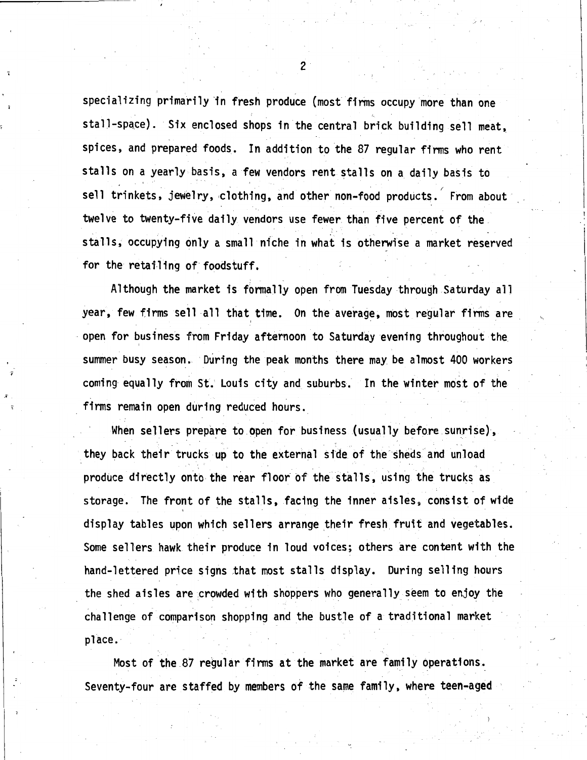specializing primarily in fresh produce (most firms occupy more than one stall-space). Six enclosed shops in the central brick building sell meat, spices, and prepared foods. In addition to the 87 regular firms who rent stalls on a yearly basis, a few vendors rent stalls on a daily basis to sell trinkets, jewelry, clothing, and other non-food products. From about twelve to twenty-five daily vendors use fewer than five percent of the stalls, occupying only a small niche in what is otherwise a market reserved for the retailing of foodstuff.

Although the market is formally open from Tuesday through Saturday all year, few firms sell all that time. On the average, most regular firms are open for business from Friday afternoon to Saturday evening throughout the summer busy season. During the peak months there may be almost 400 workers coming equally from St. Louis city and suburbs. In the winter most of the firms remain open during reduced hours.

When sellers prepare to open for business (usually before sunrise), they back their trucks up to the external side of the sheds and unload produce directly onto the rear floor of the stalls, using the trucks as storage. The front of the stalls, facing the inner aisles, consist of wide display tables upon which sellers arrange their fresh fruit and vegetables. Some sellers hawk their produce in loud voices; others are content with the hand-lettered price signs that most stalls display. During selling hours the shed aisles are crowded with shoppers who generally seem to enjoy the challenge of comparison shopping and the bustle of a traditional market place.

Most of the 87 regular firms at the market are family operations. Seventy-four are staffed by members of the same family, where teen-aged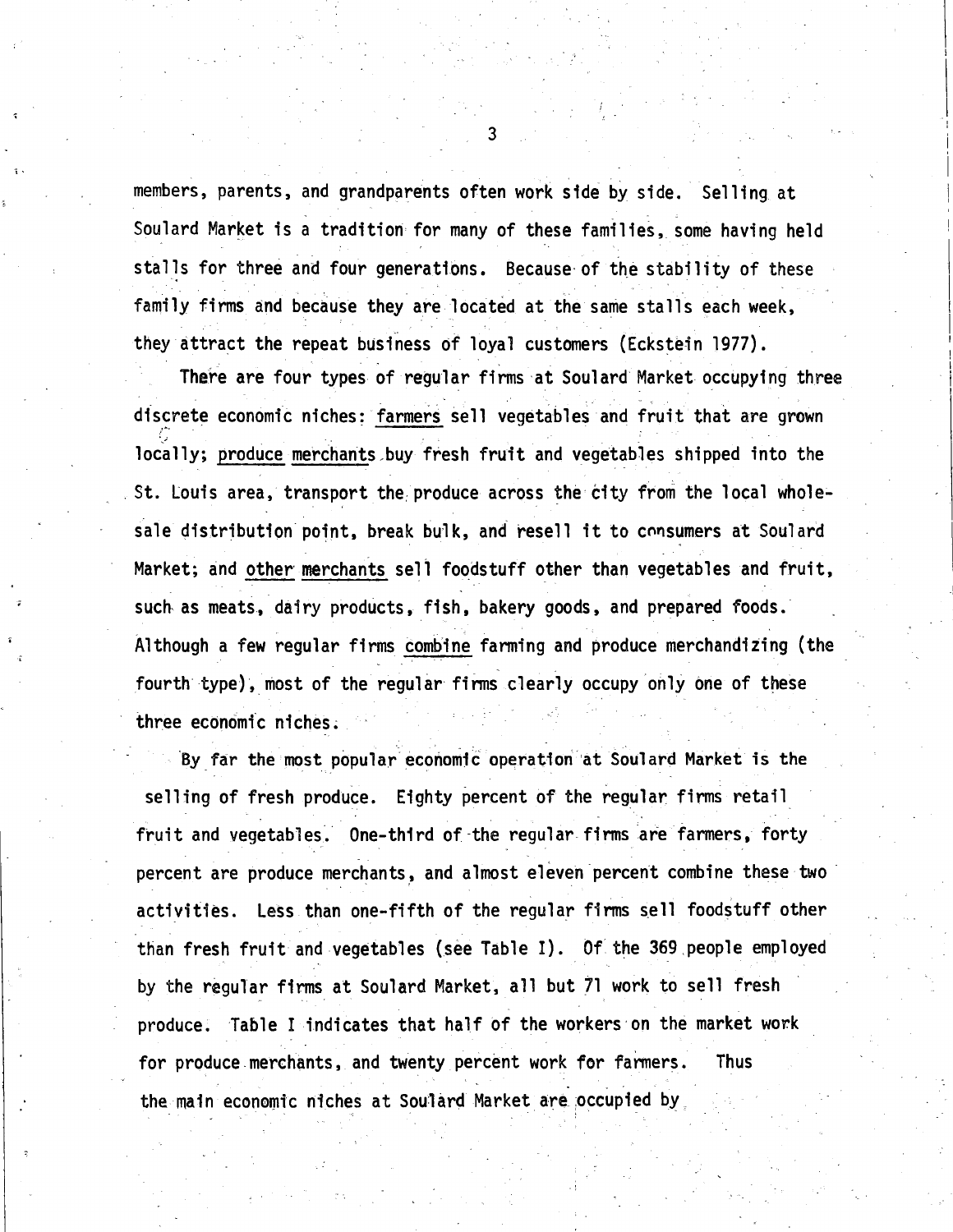members, parents, and grandparents often work side by side. Selling at Soulard Market is a tradition for many of these families, some having held stalls for three and four generations. Because of the stability of these family firms and because they are located at the same stalls each week, they attract the repeat business of loyal customers (Eckstein 1977).

There are four types of regular firms at Soulard Market occupying three discrete economic niches: <u>farmers</u> sell vegetables and fruit that are grown locally; <u>produce merchants</u> buy fresh fruit and vegetables shipped into the St. Louis area, transport the produce across the city from the local wholesale distribution point, break bulk, and resell it to consumers at Soulard Market; and <u>other merchants</u> sell foodstuff other than vegetables and fruit, such as meats, dairy products, fish, bakery goods, and prepared foods. Although a few regular firms <u>combine</u> farming and produce merchandizing (the fourth type), most of the regular firms clearly occupy only one of these three economic niches.

By far the most popular economic operation at Soulard Market is the selling of fresh produce. Eighty percent of the regular firms retail fruit and vegetables. One-third of the regular firms are farmers, forty percent are produce merchants, and almost eleven percent combine these two activities. Less than one-fifth of the regular firms sell foodstuff other than fresh fruit and vegetables (see Table I). Of the 369 people employed by the regular firms at Soulard Market, all but 71 work to sell fresh produce. Table I indicates that half of the workers on the market work for produce merchants, and twenty percent work for farmers. Thus the main economic niches at Soulard Market are occupied by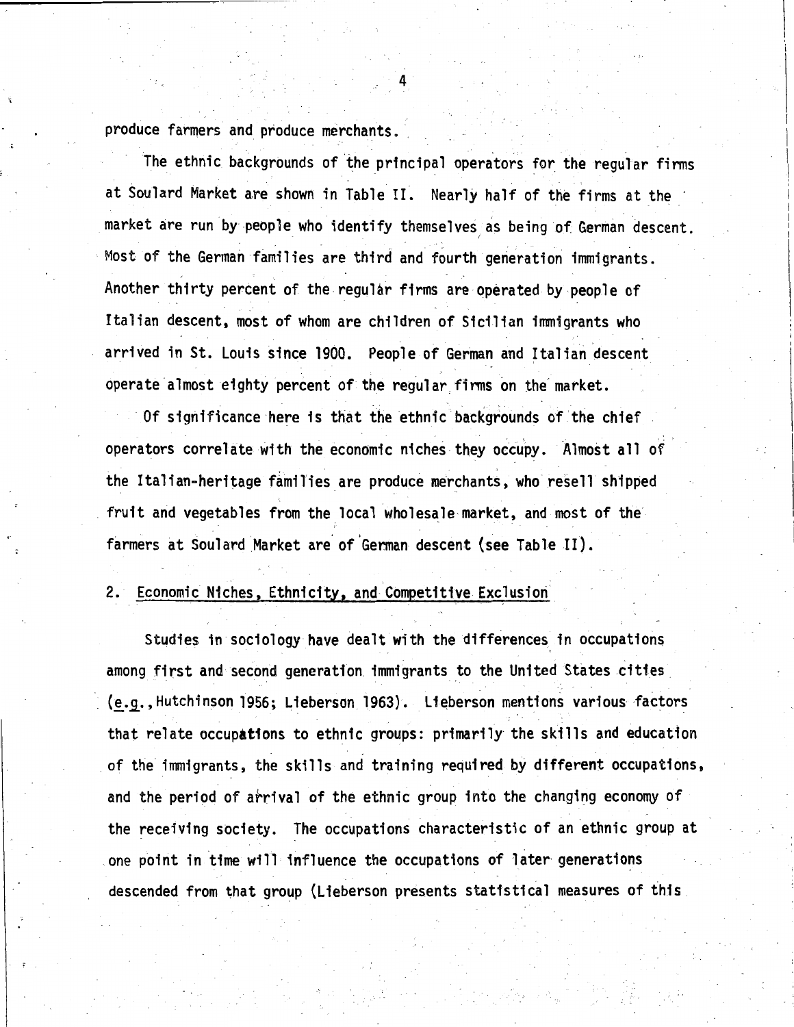produce farmers and produce merchants.

The ethnic backgrounds of the principal operators for the regular firms at Soulard Market are shown in Table II. Nearly half of the firms at the market are run by people who identify themselves as being of German descent. Most of the German families are third and fourth generation immigrants. Another thirty percent of the regular firms are operated by people of Italian descent, most of whom are children of Sicilian immigrants who arrived in St. Louis since 1900. People of German and Italian descent operate almost eighty percent of the regular firms on the market.

Of significance here is that the ethnic backgrounds of the chief operators correlate with the economic niches they occupy. Almost all of the Italian-heritage families are produce merchants, who resell shipped fruit and vegetables from the local wholesale market, and most of the farmers at Soulard Market are of German descent (see Table II).

## 2. Economic Niches, Ethnicity, and Competitive Exclusion

Studies in sociology have dealt with the differences in occupations among first and second generation immigrants to the United States cities (e.g., Hutchinson 1956; Lieberson 1963). Lieberson mentions various factors that relate occupations to ethnic groups: primarily the skills and education of the immigrants, the skills and training required by different occupations, and the period of arrival of the ethnic group into the changing economy of the receiving society. The occupations characteristic of an ethnic group at one point in time will influence the occupations of later generations descended from that group (Lieberson presents statistical measures of this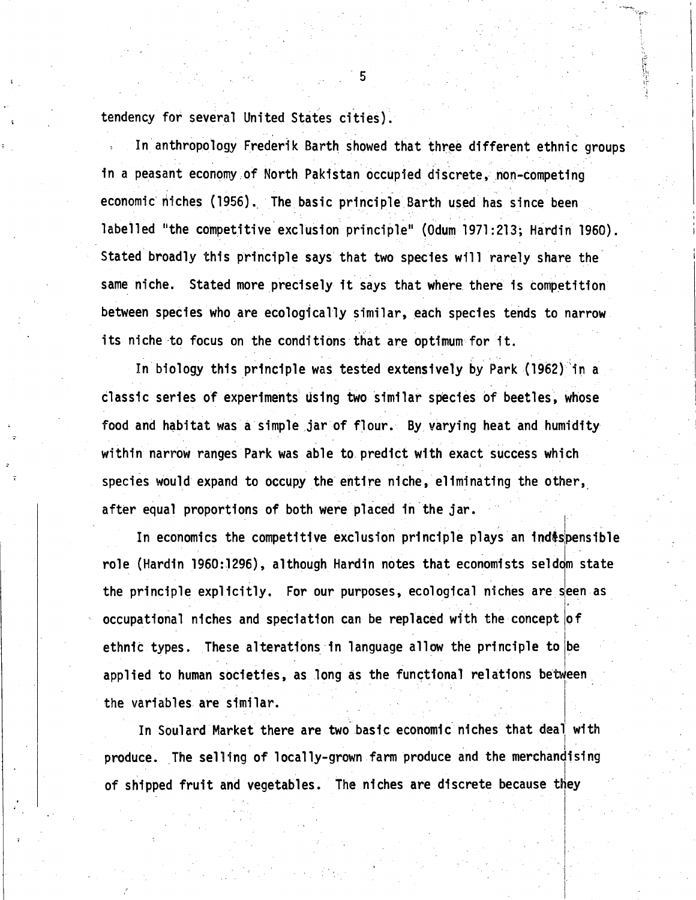tendency for several United States cities).

In anthropology Frederik Barth showed that three different ethnic groups in a peasant economy of North Pakistan occupied discrete, non-competing economic niches (1956). The basic principle Barth used has since been labelled "the competitive exclusion principle" (Odum 1971:213; Hardin 1960). Stated broadly this principle says that two species will rarely share the same niche. Stated more precisely it says that where there is competition between species who are ecologically similar, each species tends to narrow its niche to focus on the conditions that are optimum for it.

In biology this principle was tested extensively by Park (1962) in a classic series of experiments using two similar species of beetles, whose food and habitat was a simple jar of flour. By varying heat and humidity within narrow ranges Park was able to predict with exact success which species would expand to occupy the entire niche, eliminating the other, after equal proportions of both were placed in the jar.

In economics the competitive exclusion principle plays an indispensible role (Hardin 1960:1296), although Hardin notes that economists seldom state the principle explicitly. For our purposes, ecological niches are seen as occupational niches and speciation can be replaced with the concept of ethnic types. These alterations in language allow the principle to be applied to human societies, as long as the functional relations between the variables are similar.

In Soulard Market there are two basic economic niches that deal with produce. The selling of locally-grown farm produce and the merchandising of shipped fruit and vegetables. The niches are discrete because they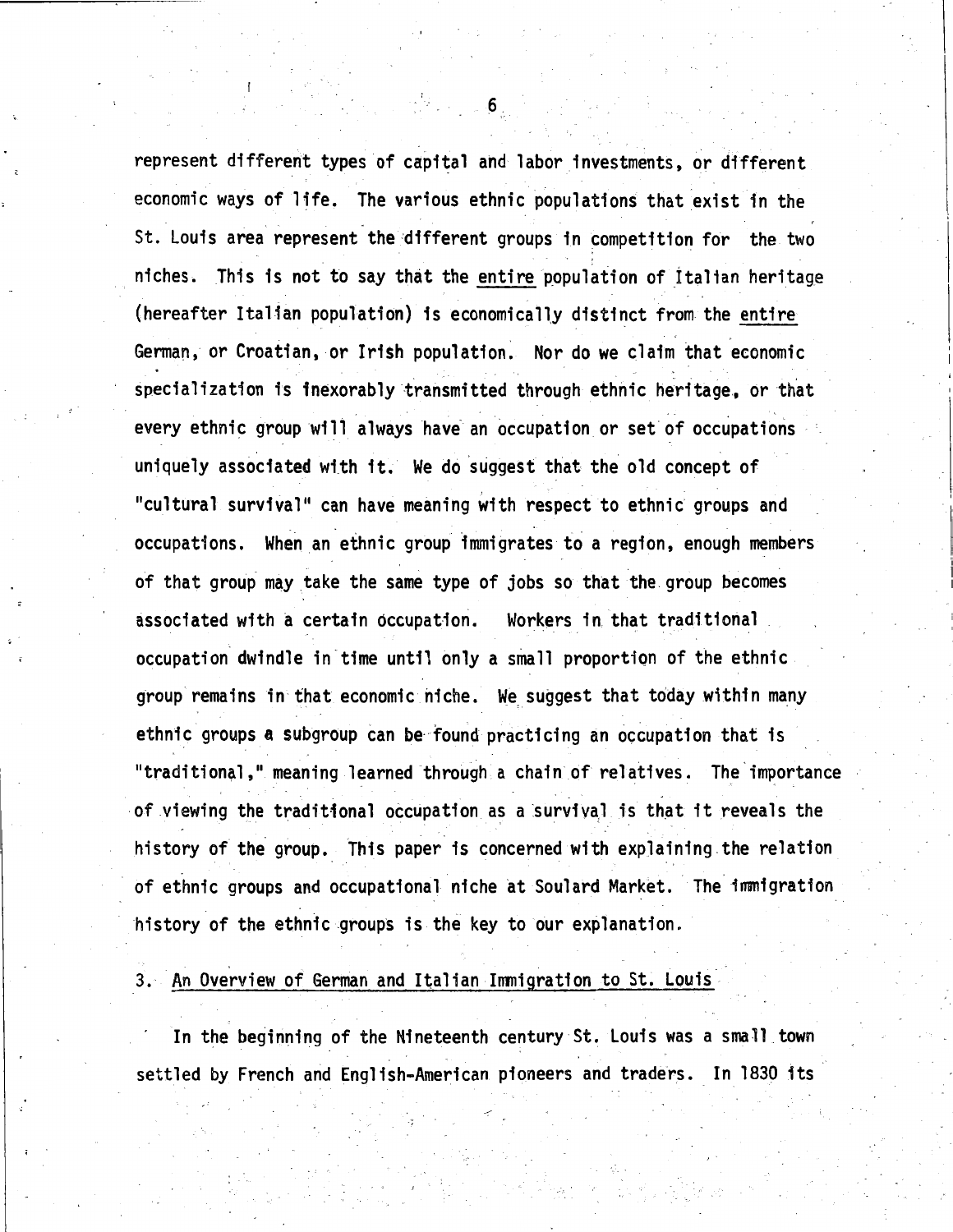represent different types of capital and labor investments, or different economic ways of life. The various ethnic populations that exist in the St. Louis area represent the different groups in competition for the two niches. This is not to say that the <u>entire</u> population of Italian heritage (hereafter Italian population) is economically distinct from the <u>entire</u> German, or Croatian, or Irish population. Nor do we claim that economic specialization is inexorably transmitted through ethnic heritage, or that every ethnic group will always have an occupation or set of occupations uniquely associated with it. We do suggest that the old concept of "cultural survival" can have meaning with respect to ethnic groups and occupations. When an ethnic group immigrates to a region, enough members of that group may take the same type of jobs so that the group becomes associated with a certain occupation. Workers in that traditional occupation dwindle in time until only a small proportion of the ethnic group remains in that economic niche. We suggest that today within many ethnic groups a subgroup can be found practicing an occupation that is "traditional," meaning learned through a chain of relatives. The importance of viewing the traditional occupation as a survival is that it reveals the history of the group. This paper is concerned with explaining the relation of ethnic groups and occupational niche at Soulard Market. The immigration history of the ethnic groups is the key to our explanation.

## 3. <u>An Overview of German and Italian Immigration to St. Louis</u>

In the beginning of the Nineteenth century St. Louis was a small town settled by French and English-American pioneers and traders. In 1830 its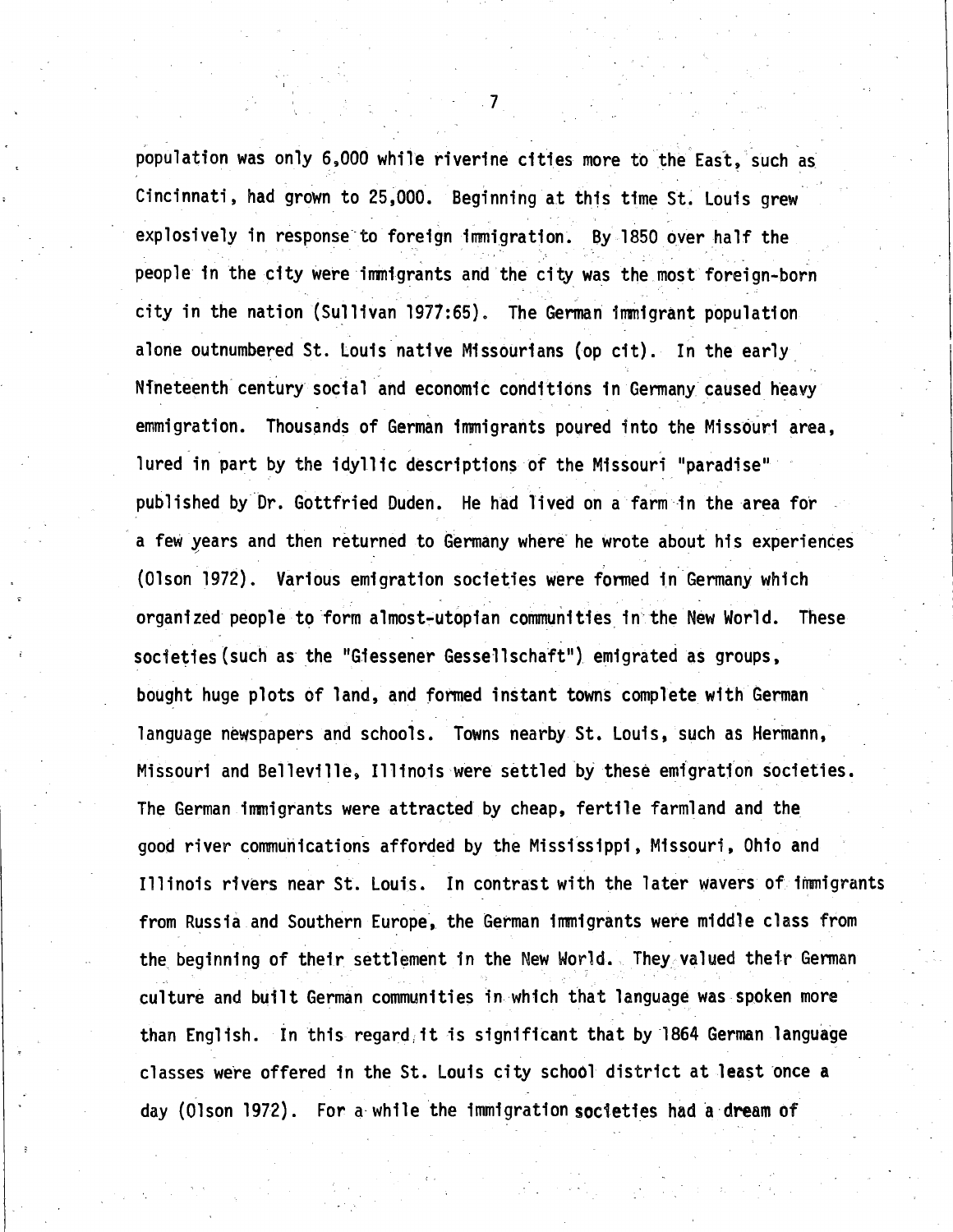population was only 6,000 while riverine cities more to the East, such as Cincinnati, had grown to 25,000. Beginning at this time St. Louis grew explosively in response to foreign immigration. By 1850 over half the people in the city were immigrants and the city was the most foreign-born city in the nation (Sullivan 1977:65). The German immigrant population alone outnumbered St. Louis native Missourians (op cit). In the early Nineteenth century social and economic conditions in Germany caused heavy emmigration. Thousands of German immigrants poured into the Missouri area, lured in part by the idyllic descriptions of the Missouri "paradise" published by Dr. Gottfried Duden. He had lived on a farm in the area for a few years and then returned to Germany where he wrote about his experiences (Olson 1972). Various emigration societies were formed in Germany which organized people to form almost-utopian communities in the New World. These societies (such as the "Giessener Gessellschaft") emigrated as groups, bought huge plots of land, and formed instant towns complete with German language newspapers and schools. Towns nearby St. Louis, such as Hermann, Missouri and Belleville, Illinois were settled by these emigration societies. The German immigrants were attracted by cheap, fertile farmland and the good river communications afforded by the Mississippi, Missouri, Ohio and Illinois rivers near St. Louis. In contrast with the later wavers of immigrants from Russia and Southern Europe, the German immigrants were middle class from the beginning of their settlement in the New World. They valued their German culture and built German communities in which that language was spoken more than English. In this regard it is significant that by 1864 German language classes were offered in the St. Louis city school district at least once a day (Olson 1972). For a while the immigration societies had a dream of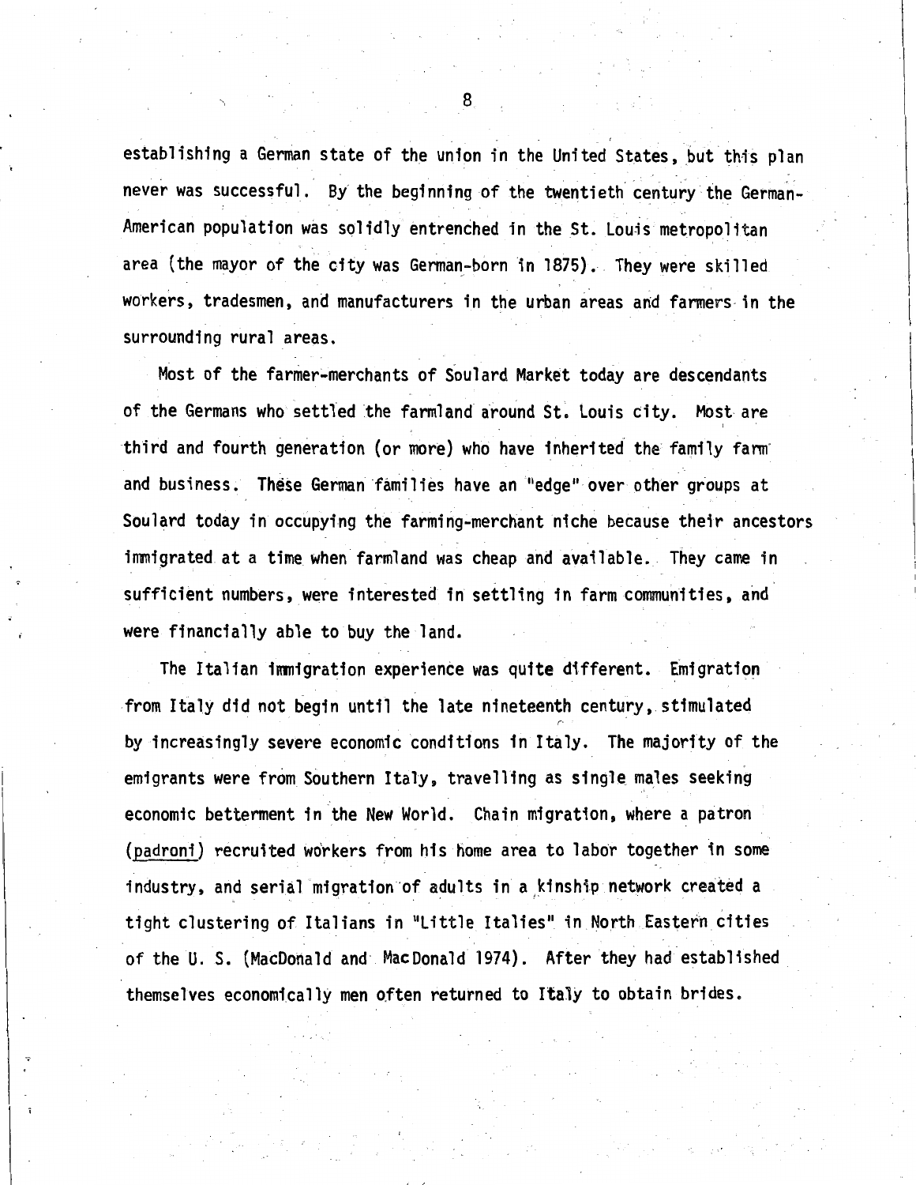establishing a German state of the union in the United States, but this plan never was successful. By the beginning of the twentieth century the German-American population was solidly entrenched in the St. Louis metropolitan area (the mayor of the city was German-born in 1875). They were skilled workers, tradesmen, and manufacturers in the urban areas and farmers in the surrounding rural areas.

Most of the farmer-merchants of Soulard Market today are descendants of the Germans who settled the farmland around St. Louis city. Most are third and fourth generation (or more) who have inherited the family farm and business. These German families have an "edge" over other groups at Soulard today in occupying the farming-merchant niche because their ancestors immigrated at a time when farmland was cheap and available. They came in sufficient numbers, were interested in settling in farm communities, and were financially able to buy the land.

The Italian immigration experience was quite different. Emigration from Italy did not begin until the late nineteenth century, stimulated by increasingly severe economic conditions in Italy. The majority of the emigrants were from Southern Italy, travelling as single males seeking economic betterment in the New World. Chain migration, where a patron (padroni) recruited workers from his home area to labor together in some industry, and serial migration of adults in a kinship network created a tight clustering of Italians in "Little Italies" in North Eastern cities of the U. S. (MacDonald and MacDonald 1974). After they had established themselves economically men often returned to Italy to obtain brides.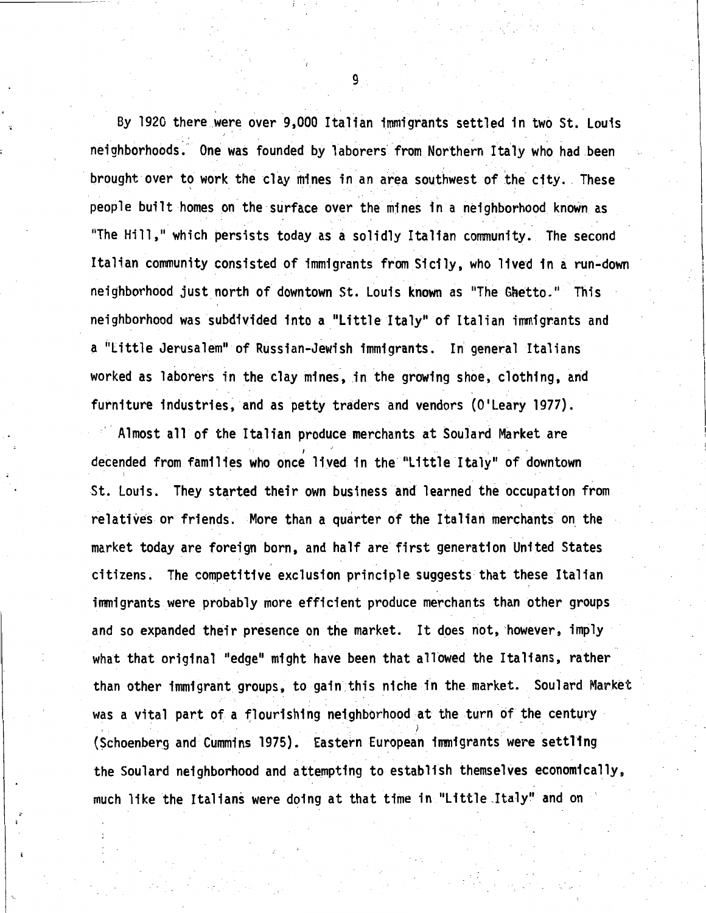By 1920 there were over 9,000 Italian immigrants settled in two St. Louis neighborhoods. One was founded by laborers from Northern Italy who had been brought over to work the clay mines in an area southwest of the city. These people built homes on the surface over the mines in a neighborhood known as "The Hill," which persists today as a solidly Italian community. The second Italian community consisted of immigrants from Sicily, who lived in a run-down neighborhood just north of downtown St. Louis known as "The Ghetto." This neighborhood was subdivided into a "Little Italy" of Italian immigrants and a "Little Jerusalem" of Russian-Jewish immigrants. In general Italians worked as laborers in the clay mines, in the growing shoe, clothing, and furniture industries, and as petty traders and vendors (O'Leary 1977).

Almost all of the Italian produce merchants at Soulard Market are decended from families who once lived in the "Little Italy" of downtown St. Louis. They started their own business and learned the occupation from relatives or friends. More than a quarter of the Italian merchants on the market today are foreign born, and half are first generation United States citizens. The competitive exclusion principle suggests that these Italian immigrants were probably more efficient produce merchants than other groups and so expanded their presence on the market. It does not, however, imply what that original "edge" might have been that allowed the Italians, rather than other immigrant groups, to gain this niche in the market. Soulard Market was a vital part of a flourishing neighborhood at the turn of the century (Schoenberg and Cummins 1975). Eastern European immigrants were settling the Soulard neighborhood and attempting to establish themselves economically, much like the Italians were doing at that time in "Little Italy" and on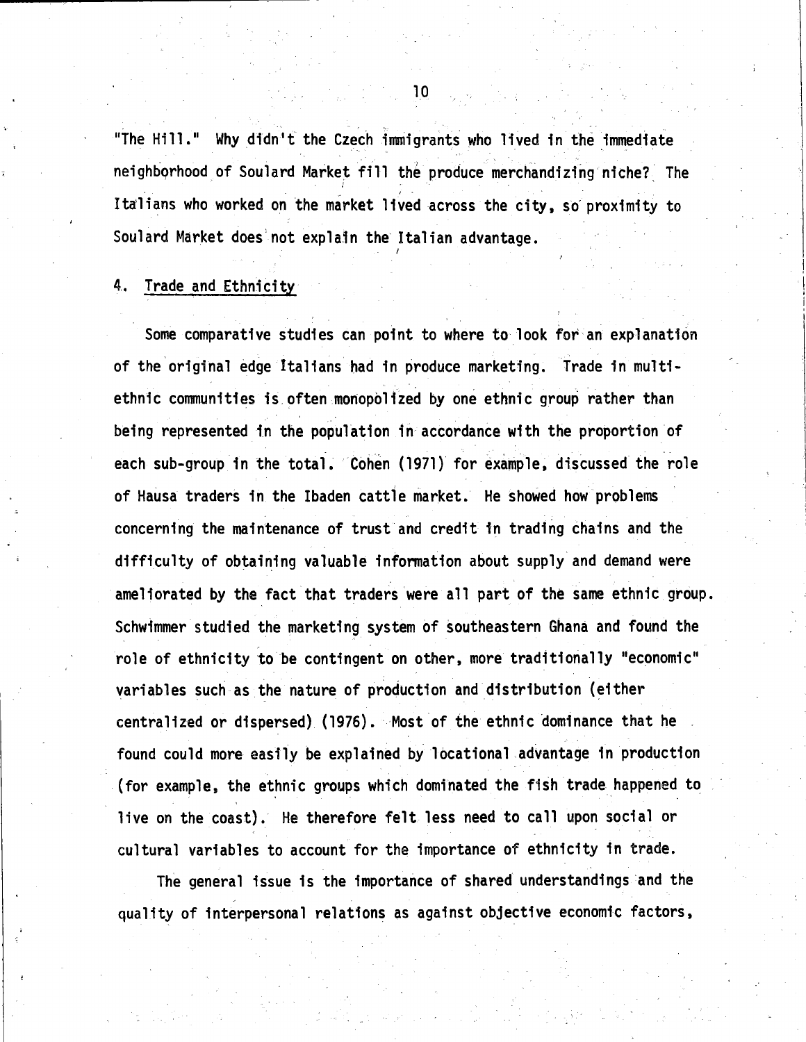"The Hill." Why didn't the Czech immigrants who lived in the immediate neighborhood of Soulard Market fill the produce merchandizing niche? The Italians who worked on the market lived across the city, so proximity to Soulard Market does not explain the Italian advantage.

## 4. Trade and Ethnicity

Some comparative studies can point to where to look for an explanation of the original edge Italians had in produce marketing. Trade in multi-ethnic communities is often monopolized by one ethnic group rather than being represented in the population in accordance with the proportion of each sub-group in the total. Cohen (1971) for example, discussed the role of Hausa traders in the Ibaden cattle market. He showed how problems concerning the maintenance of trust and credit in trading chains and the difficulty of obtaining valuable information about supply and demand were ameliorated by the fact that traders were all part of the same ethnic group. Schwimmer studied the marketing system of southeastern Ghana and found the role of ethnicity to be contingent on other, more traditionally "economic" variables such as the nature of production and distribution (either centralized or dispersed) (1976). Most of the ethnic dominance that he found could more easily be explained by locational advantage in production (for example, the ethnic groups which dominated the fish trade happened to live on the coast). He therefore felt less need to call upon social or cultural variables to account for the importance of ethnicity in trade.

The general issue is the importance of shared understandings and the quality of interpersonal relations as against objective economic factors,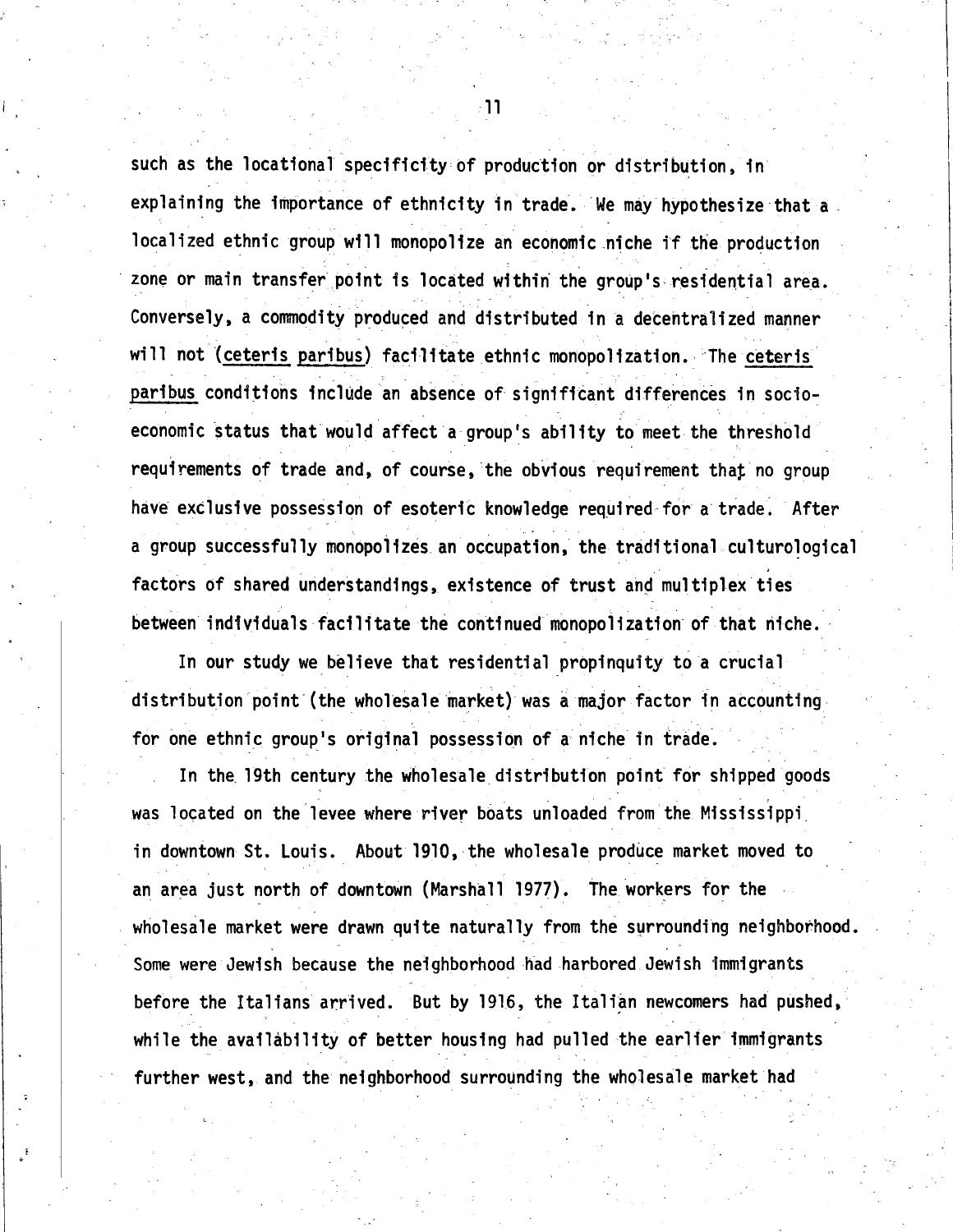such as the locational specificity of production or distribution, in explaining the importance of ethnicity in trade. We may hypothesize that a localized ethnic group will monopolize an economic niche if the production zone or main transfer point is located within the group's residential area. Conversely, a commodity produced and distributed in a decentralized manner will not (*ceteris paribus*) facilitate ethnic monopolization. The *ceteris paribus* conditions include an absence of significant differences in socioeconomic status that would affect a group's ability to meet the threshold requirements of trade and, of course, the obvious requirement that no group have exclusive possession of esoteric knowledge required for a trade. After a group successfully monopolizes an occupation, the traditional culturological factors of shared understandings, existence of trust and multiplex ties between individuals facilitate the continued monopolization of that niche.

In our study we believe that residential propinquity to a crucial distribution point (the wholesale market) was a major factor in accounting for one ethnic group's original possession of a niche in trade.

In the 19th century the wholesale distribution point for shipped goods was located on the levee where river boats unloaded from the Mississippi in downtown St. Louis. About 1910, the wholesale produce market moved to an area just north of downtown (Marshall 1977). The workers for the wholesale market were drawn quite naturally from the surrounding neighborhood. Some were Jewish because the neighborhood had harbored Jewish immigrants before the Italians arrived. But by 1916, the Italian newcomers had pushed, while the availability of better housing had pulled the earlier immigrants further west, and the neighborhood surrounding the wholesale market had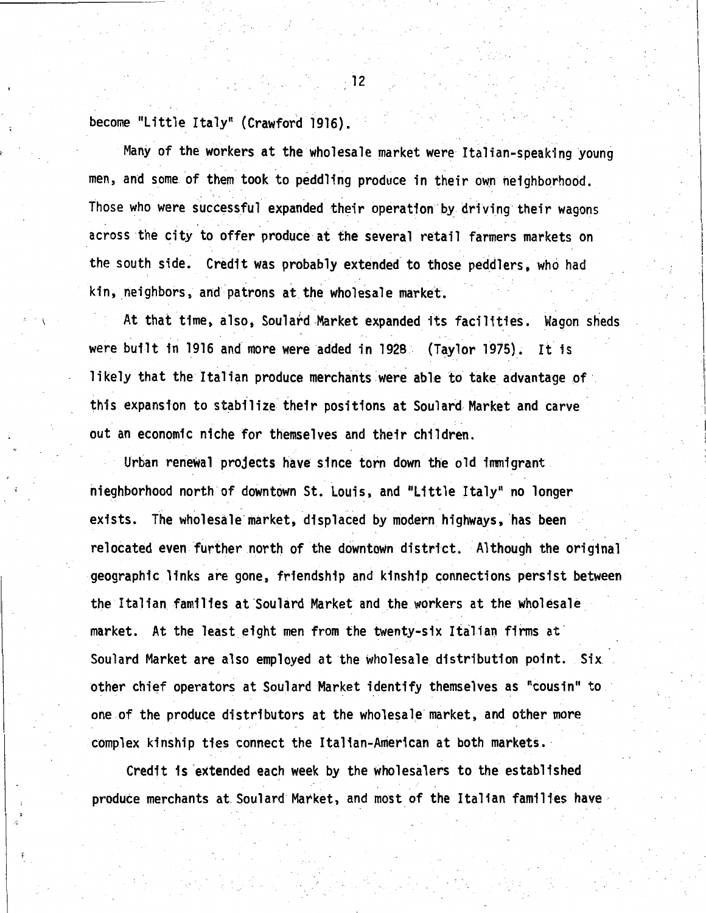become "Little Italy" (Crawford 1916).

Many of the workers at the wholesale market were Italian-speaking young men, and some of them took to peddling produce in their own neighborhood. Those who were successful expanded their operation by driving their wagons across the city to offer produce at the several retail farmers markets on the south side. Credit was probably extended to those peddlers, who had kin, neighbors, and patrons at the wholesale market.

At that time, also, Soulard Market expanded its facilities. Wagon sheds were built in 1916 and more were added in 1928 (Taylor 1975). It is likely that the Italian produce merchants were able to take advantage of this expansion to stabilize their positions at Soulard Market and carve out an economic niche for themselves and their children.

Urban renewal projects have since torn down the old immigrant nieghborhood north of downtown St. Louis, and "Little Italy" no longer exists. The wholesale market, displaced by modern highways, has been relocated even further north of the downtown district. Although the original geographic links are gone, friendship and kinship connections persist between the Italian families at Soulard Market and the workers at the wholesale market. At the least eight men from the twenty-six Italian firms at Soulard Market are also employed at the wholesale distribution point. Six other chief operators at Soulard Market identify themselves as "cousin" to one of the produce distributors at the wholesale market, and other more complex kinship ties connect the Italian-American at both markets.

Credit is extended each week by the wholesalers to the established produce merchants at Soulard Market, and most of the Italian families have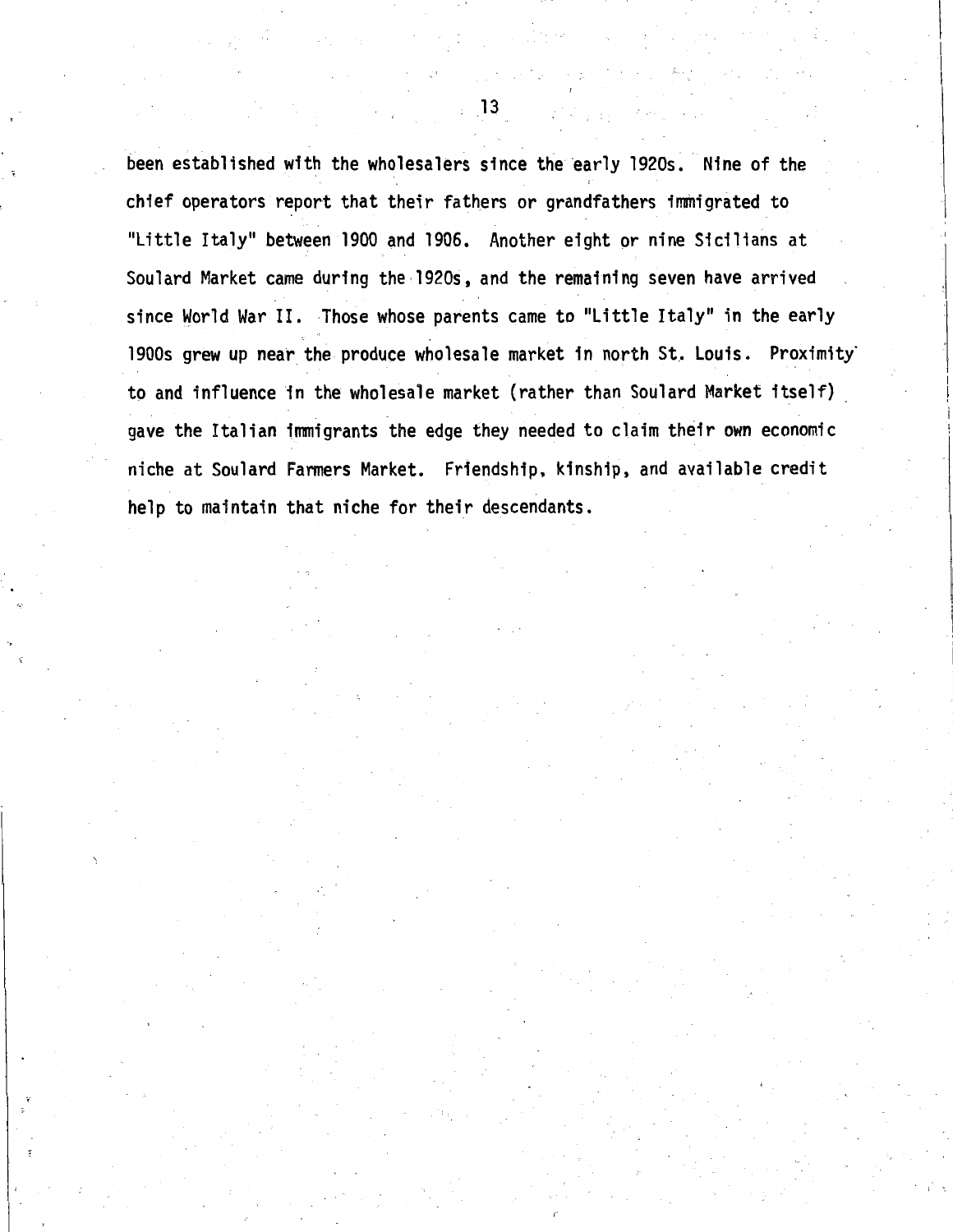been established with the wholesalers since the early 1920s. Nine of the chief operators report that their fathers or grandfathers immigrated to "Little Italy" between 1900 and 1906. Another eight or nine Sicilians at Soulard Market came during the 1920s, and the remaining seven have arrived since World War II. Those whose parents came to "Little Italy" in the early 1900s grew up near the produce wholesale market in north St. Louis. Proximity to and influence in the wholesale market (rather than Soulard Market itself) gave the Italian immigrants the edge they needed to claim their own economic niche at Soulard Farmers Market. Friendship, kinship, and available credit help to maintain that niche for their descendants.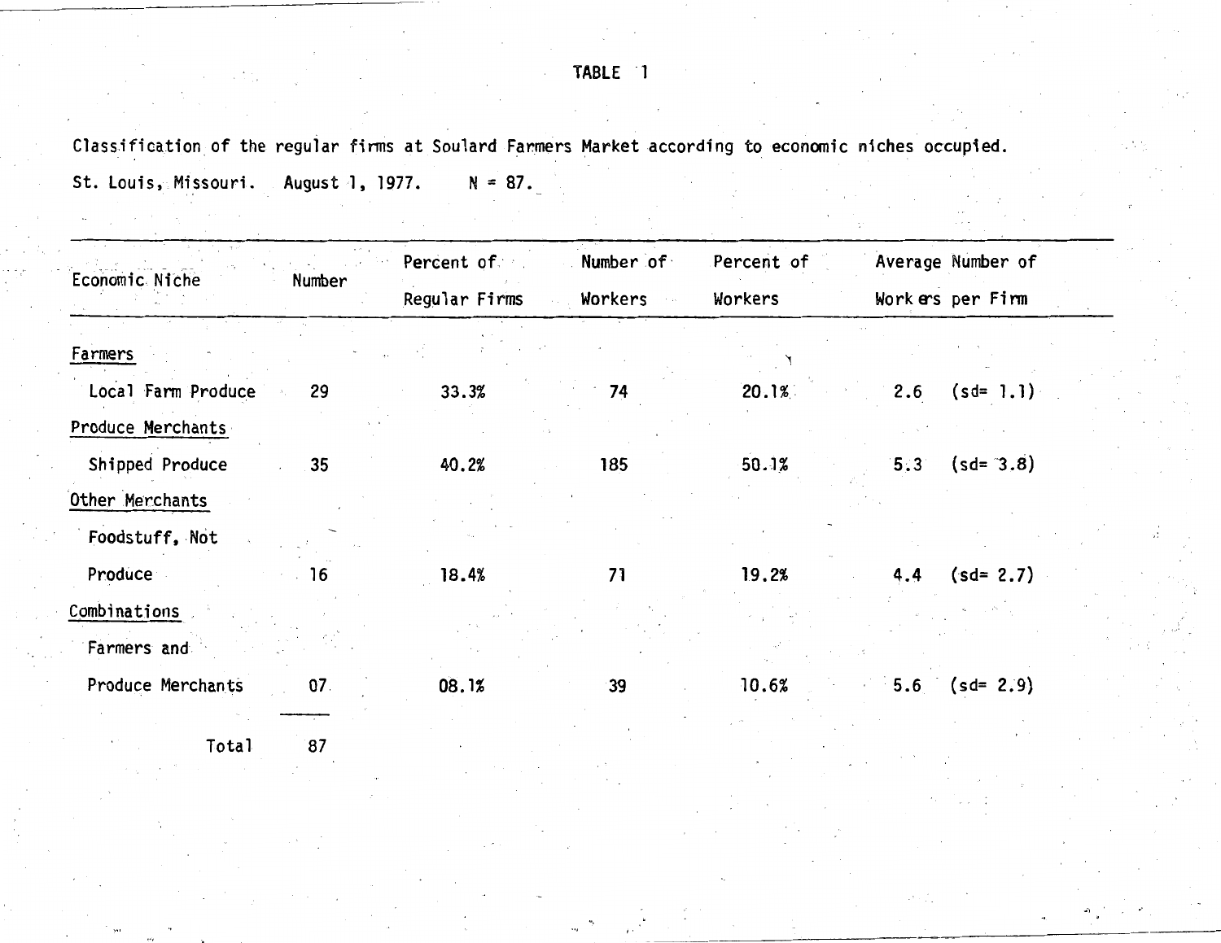TABLE 1

Classification of the regular firms at Soulard Farmers Market according to economic niches occupied. St. Louis, Missouri. August 1, 1977. N = 87.

| Economic Niche | Number | Percent of Regular Firms | Number of Workers | Percent of Workers | Average Number of Workers per Firm |
|---|---|---|---|---|---|
| <u>Farmers</u> | | | | | |
| Local Farm Produce | 29 | 33.3% | 74 | 20.1% | 2.6 (sd= 1.1) |
| <u>Produce Merchants</u> | | | | | |
| Shipped Produce | 35 | 40.2% | 185 | 50.1% | 5.3 (sd= 3.8) |
| <u>Other Merchants</u> | | | | | |
| Foodstuff, Not Produce | 16 | 18.4% | 71 | 19.2% | 4.4 (sd= 2.7) |
| <u>Combinations</u> | | | | | |
| Farmers and Produce Merchants | 07 | 08.1% | 39 | 10.6% | 5.6 (sd= 2.9) |
| Total | 87 | | | | |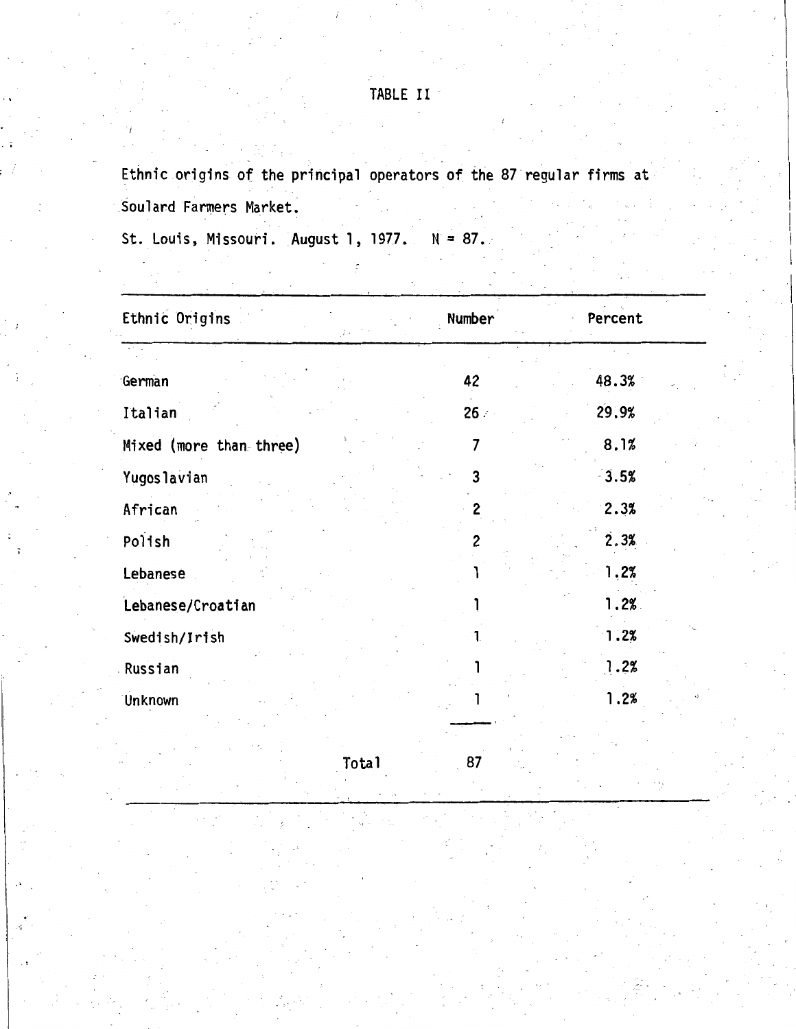TABLE II

Ethnic origins of the principal operators of the 87 regular firms at Soulard Farmers Market.

St. Louis, Missouri. August 1, 1977. N = 87.

| Ethnic Origins | Number | Percent |
|---|---|---|
| German | 42 | 48.3% |
| Italian | 26 | 29.9% |
| Mixed (more than three) | 7 | 8.1% |
| Yugoslavian | 3 | 3.5% |
| African | 2 | 2.3% |
| Polish | 2 | 2.3% |
| Lebanese | 1 | 1.2% |
| Lebanese/Croatian | 1 | 1.2% |
| Swedish/Irish | 1 | 1.2% |
| Russian | 1 | 1.2% |
| Unknown | 1 | 1.2% |
| Total | 87 | |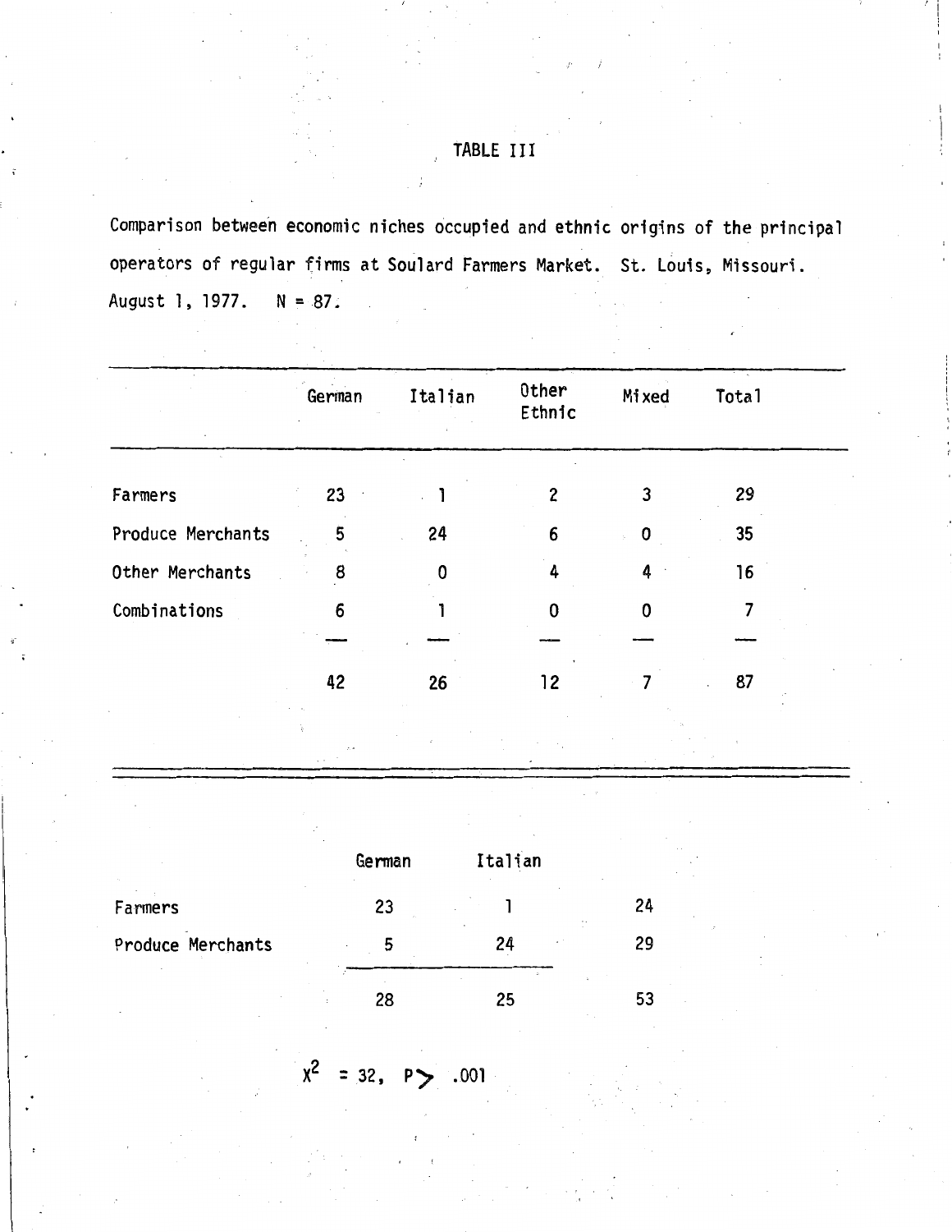# TABLE III

Comparison between economic niches occupied and ethnic origins of the principal operators of regular firms at Soulard Farmers Market. St. Louis, Missouri. August 1, 1977. N = 87.

| | German | Italian | Other Ethnic | Mixed | Total |
|---|---|---|---|---|---|
| Farmers | 23 | 1 | 2 | 3 | 29 |
| Produce Merchants | 5 | 24 | 6 | 0 | 35 |
| Other Merchants | 8 | 0 | 4 | 4 | 16 |
| Combinations | 6 | 1 | 0 | 0 | 7 |
| | 42 | 26 | 12 | 7 | 87 |

| | German | Italian | |
|---|---|---|---|
| Farmers | 23 | 1 | 24 |
| Produce Merchants | 5 | 24 | 29 |
| | 28 | 25 | 53 |

$X^2 = 32, \; P > .001$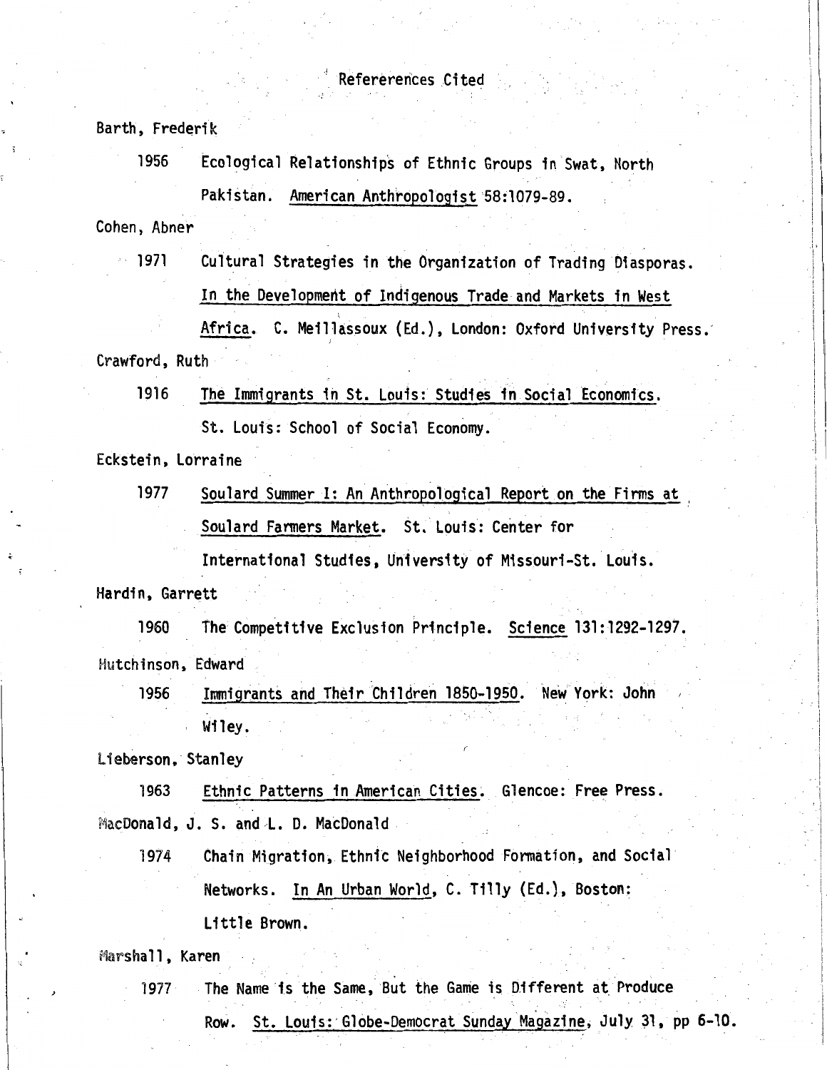# Refererences Cited

Barth, Frederik

1956 Ecological Relationships of Ethnic Groups in Swat, North Pakistan. American Anthropologist 58:1079-89.

Cohen, Abner

1971 Cultural Strategies in the Organization of Trading Diasporas. In the Development of Indigenous Trade and Markets in West Africa. C. Meillassoux (Ed.), London: Oxford University Press.

Crawford, Ruth

1916 The Immigrants in St. Louis: Studies in Social Economics. St. Louis: School of Social Economy.

Eckstein, Lorraine

1977 Soulard Summer I: An Anthropological Report on the Firms at Soulard Farmers Market. St. Louis: Center for International Studies, University of Missouri-St. Louis.

Hardin, Garrett

1960 The Competitive Exclusion Principle. Science 131:1292-1297.

Hutchinson, Edward

1956 Immigrants and Their Children 1850-1950. New York: John Wiley.

Lieberson, Stanley

1963 Ethnic Patterns in American Cities. Glencoe: Free Press.

MacDonald, J. S. and L. D. MacDonald

1974 Chain Migration, Ethnic Neighborhood Formation, and Social Networks. In An Urban World, C. Tilly (Ed.), Boston: Little Brown.

Marshall, Karen

1977 The Name is the Same, But the Game is Different at Produce Row. St. Louis: Globe-Democrat Sunday Magazine, July 31, pp 6-10.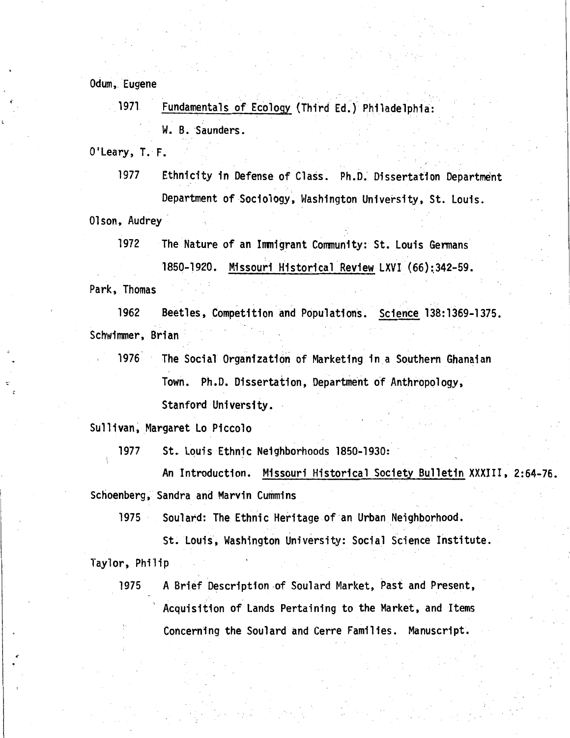Odum, Eugene

1971 Fundamentals of Ecology (Third Ed.) Philadelphia: W. B. Saunders.

O'Leary, T. F.

1977 Ethnicity in Defense of Class. Ph.D. Dissertation Department Department of Sociology, Washington University, St. Louis.

Olson, Audrey

1972 The Nature of an Immigrant Community: St. Louis Germans 1850-1920. Missouri Historical Review LXVI (66):342-59.

Park, Thomas

1962 Beetles, Competition and Populations. Science 138:1369-1375.

Schwimmer, Brian

1976 The Social Organization of Marketing in a Southern Ghanaian Town. Ph.D. Dissertation, Department of Anthropology, Stanford University.

Sullivan, Margaret Lo Piccolo

1977 St. Louis Ethnic Neighborhoods 1850-1930: An Introduction. Missouri Historical Society Bulletin XXXIII, 2:64-76.

Schoenberg, Sandra and Marvin Cummins

1975 Soulard: The Ethnic Heritage of an Urban Neighborhood. St. Louis, Washington University: Social Science Institute.

Taylor, Philip

1975 A Brief Description of Soulard Market, Past and Present, Acquisition of Lands Pertaining to the Market, and Items Concerning the Soulard and Cerre Families. Manuscript.